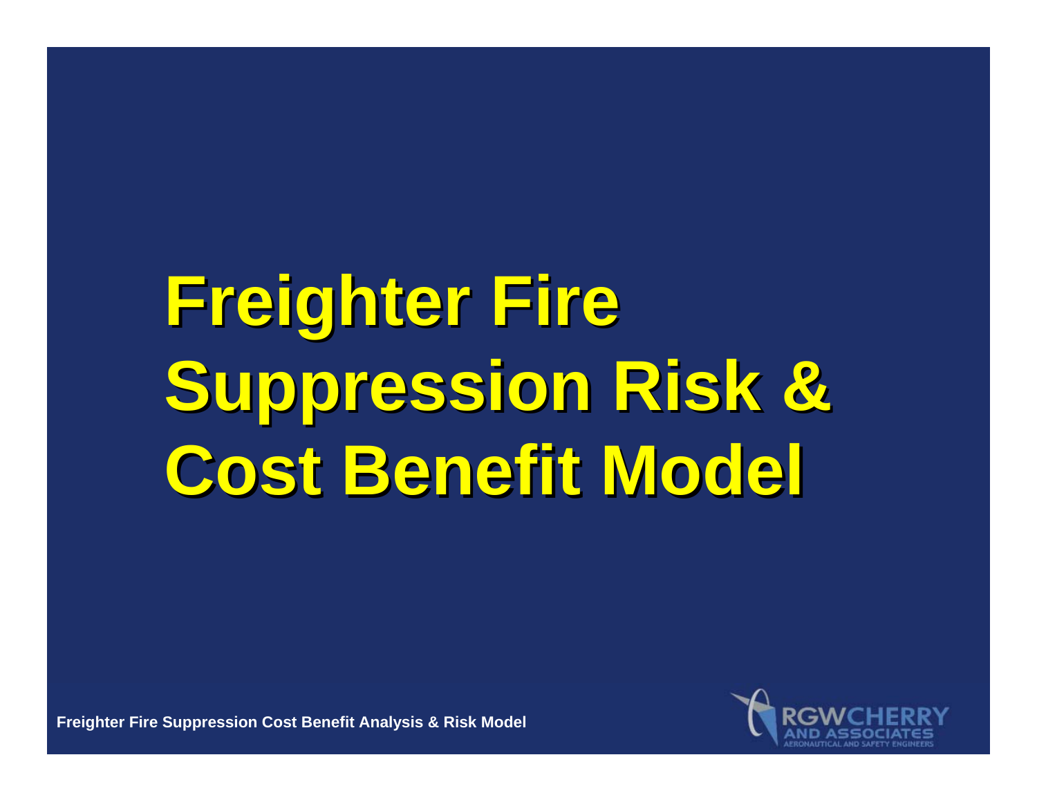# Freighter Fire Suppression Risk & Cost Benefit Model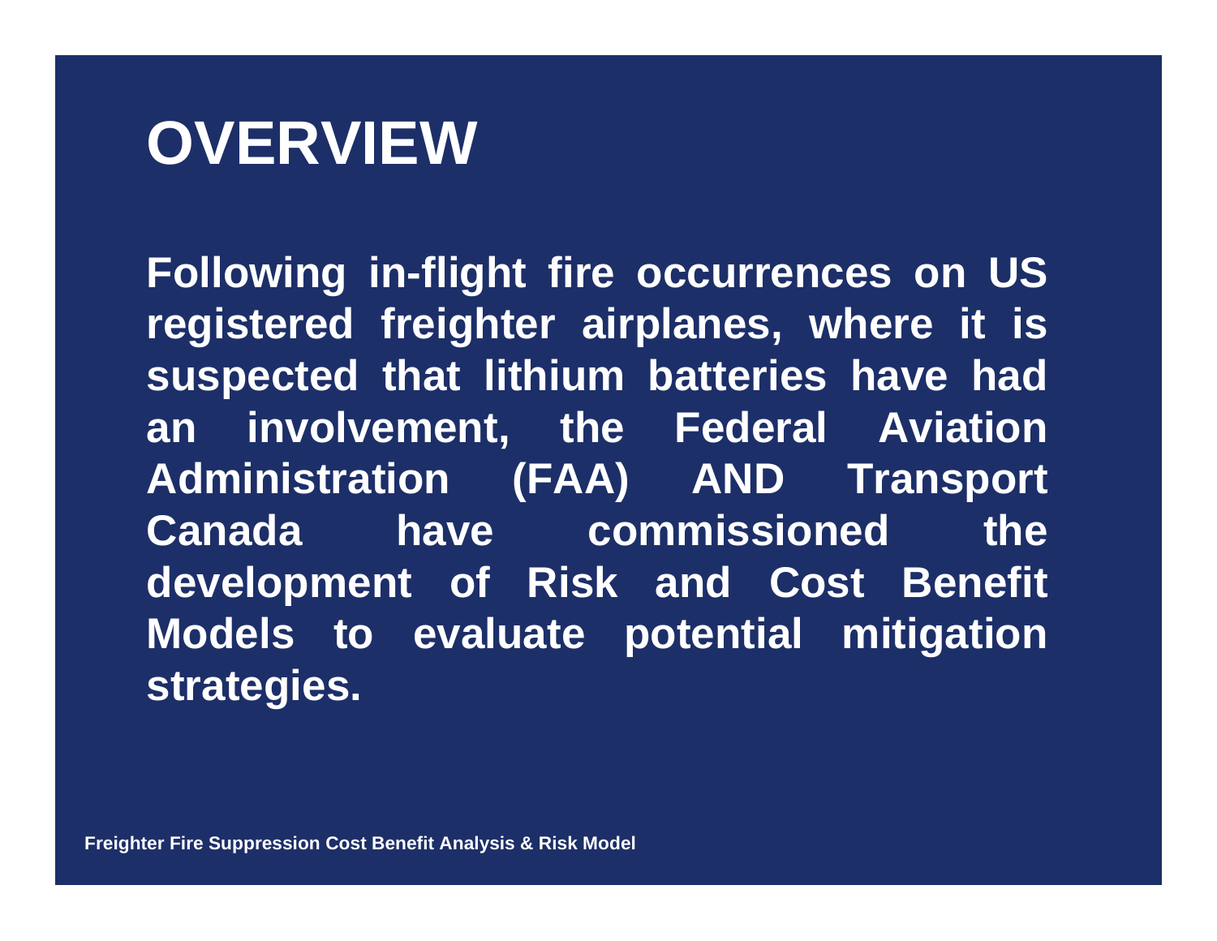# OVERVIEW

**Following in-flight fire occurrences on US registered freighter airplanes, where it is suspected that lithium batteries have had an involvement, the Federal Aviation Administration (FAA) AND Transport Canada have commissioned the development of Risk and Cost Benefit Models to evaluate potential mitigation strategies.**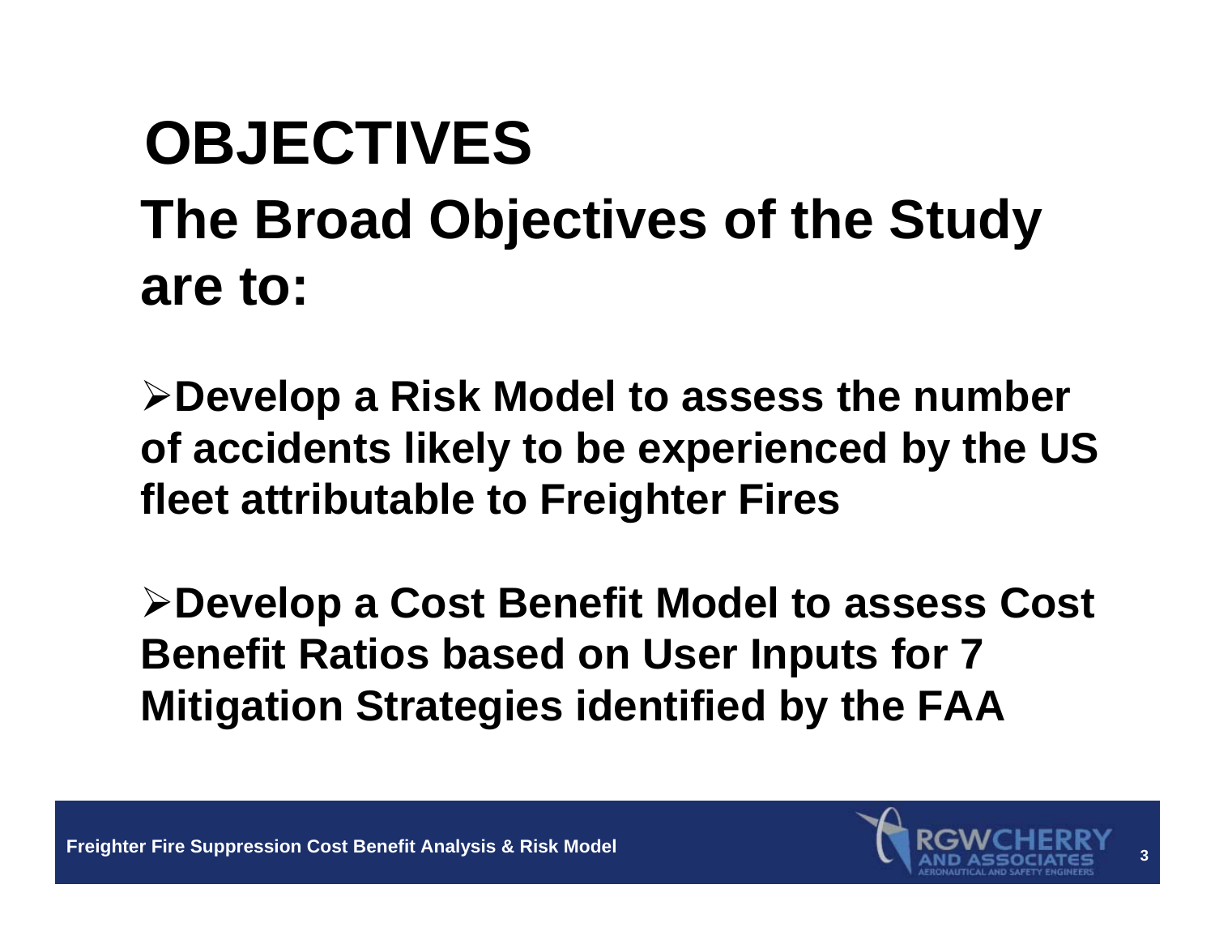# OBJECTIVES

## The Broad Objectives of the Study are to:

- **Develop a Risk Model to assess the number of accidents likely to be experienced by the US fleet attributable to Freighter Fires**

- **Develop a Cost Benefit Model to assess Cost Benefit Ratios based on User Inputs for 7 Mitigation Strategies identified by the FAA**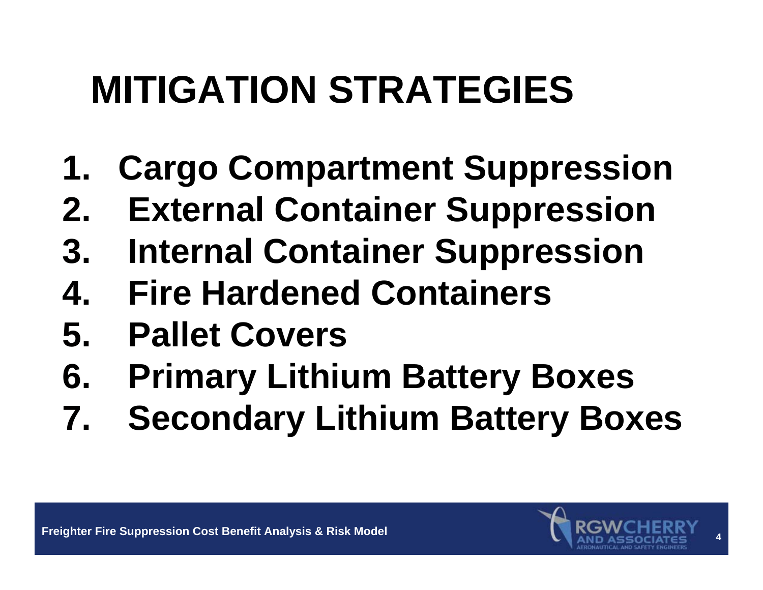# MITIGATION STRATEGIES

1. Cargo Compartment Suppression
2. External Container Suppression
3. Internal Container Suppression
4. Fire Hardened Containers
5. Pallet Covers
6. Primary Lithium Battery Boxes
7. Secondary Lithium Battery Boxes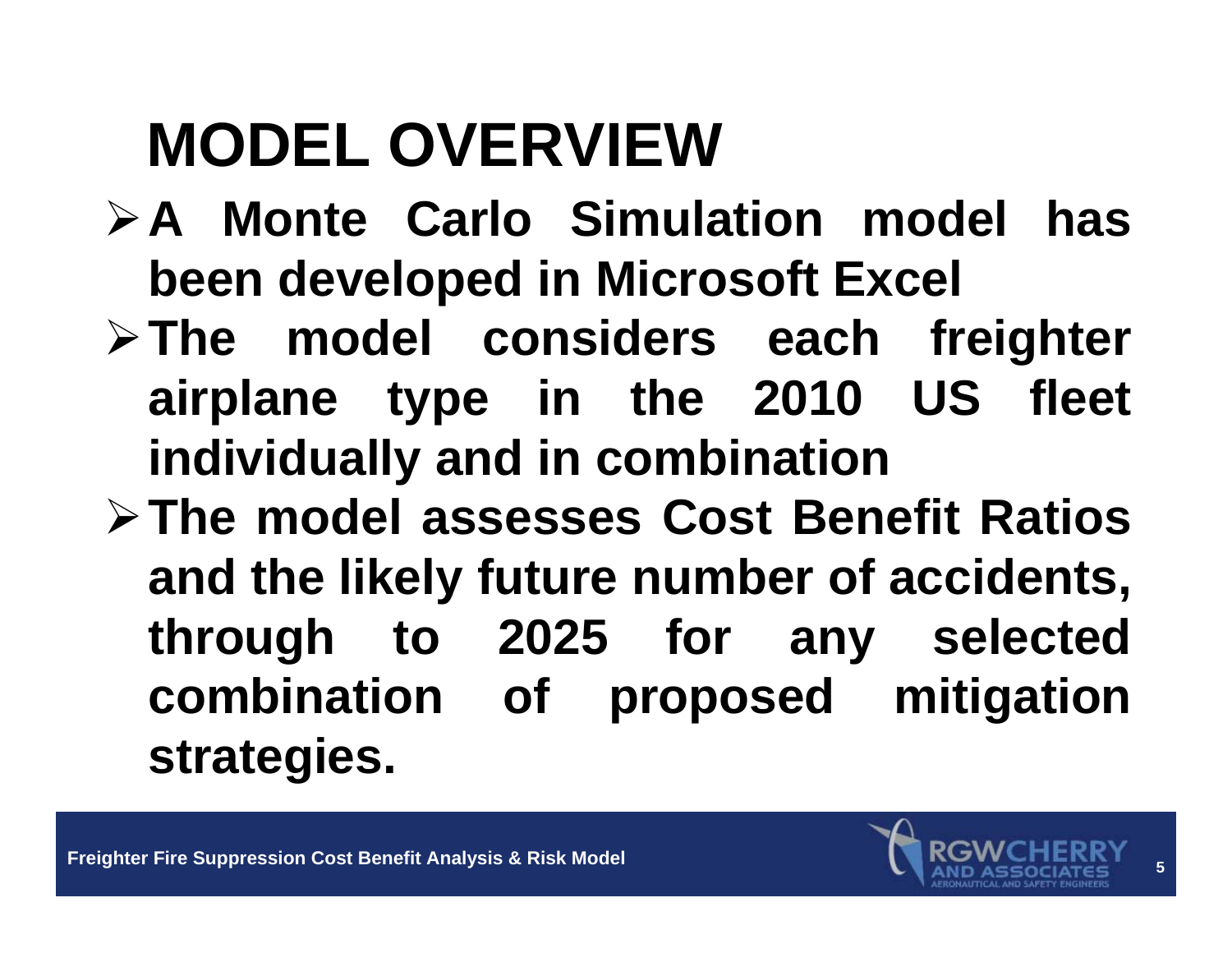# MODEL OVERVIEW

- **A Monte Carlo Simulation model has been developed in Microsoft Excel**
- **The model considers each freighter airplane type in the 2010 US fleet individually and in combination**
- **The model assesses Cost Benefit Ratios and the likely future number of accidents, through to 2025 for any selected combination of proposed mitigation strategies.**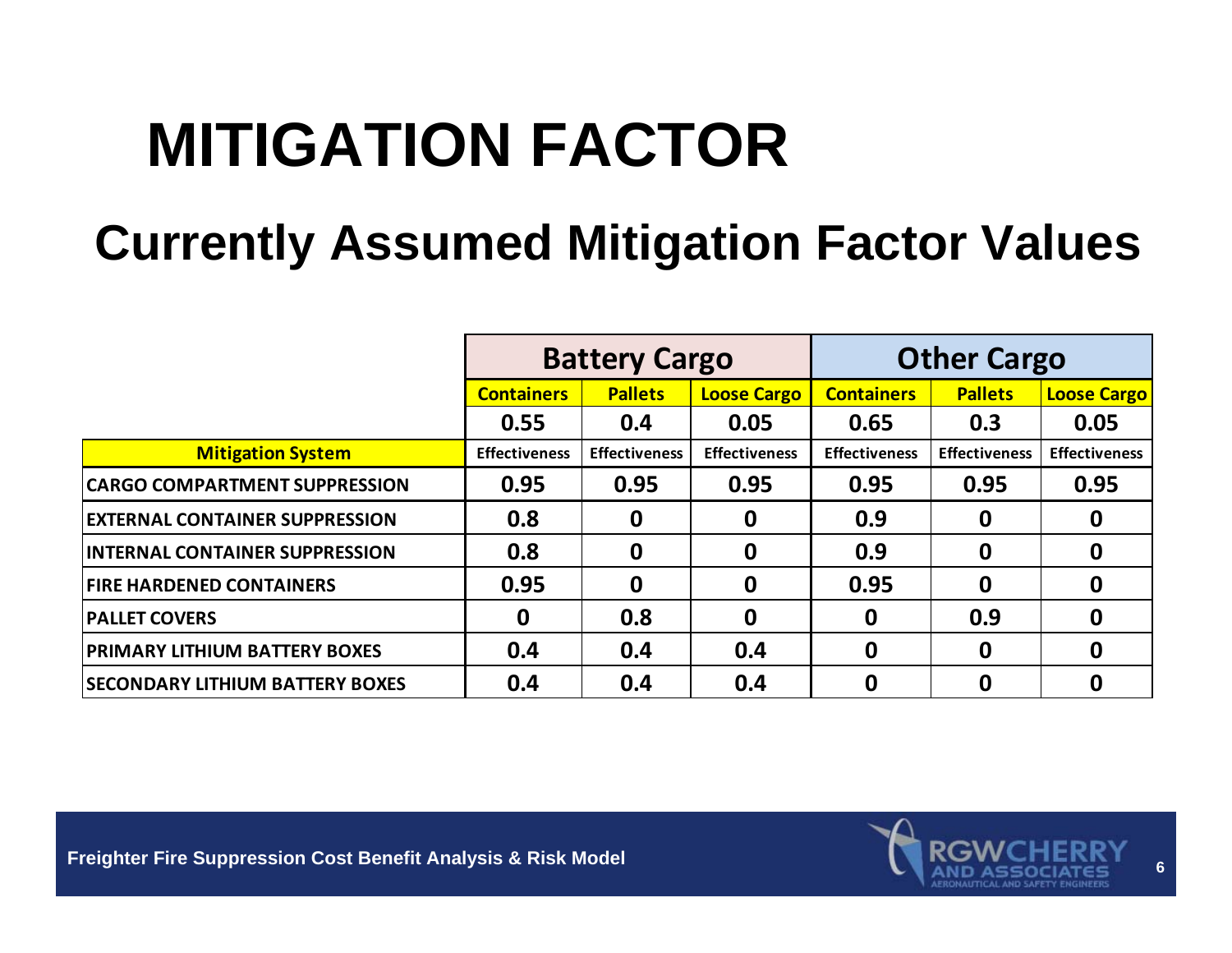# MITIGATION FACTOR

## Currently Assumed Mitigation Factor Values

| | Battery Cargo | | | Other Cargo | | |
|---|---|---|---|---|---|---|
| | Containers | Pallets | Loose Cargo | Containers | Pallets | Loose Cargo |
| | 0.55 | 0.4 | 0.05 | 0.65 | 0.3 | 0.05 |
| **Mitigation System** | Effectiveness | Effectiveness | Effectiveness | Effectiveness | Effectiveness | Effectiveness |
| CARGO COMPARTMENT SUPPRESSION | 0.95 | 0.95 | 0.95 | 0.95 | 0.95 | 0.95 |
| EXTERNAL CONTAINER SUPPRESSION | 0.8 | 0 | 0 | 0.9 | 0 | 0 |
| INTERNAL CONTAINER SUPPRESSION | 0.8 | 0 | 0 | 0.9 | 0 | 0 |
| FIRE HARDENED CONTAINERS | 0.95 | 0 | 0 | 0.95 | 0 | 0 |
| PALLET COVERS | 0 | 0.8 | 0 | 0 | 0.9 | 0 |
| PRIMARY LITHIUM BATTERY BOXES | 0.4 | 0.4 | 0.4 | 0 | 0 | 0 |
| SECONDARY LITHIUM BATTERY BOXES | 0.4 | 0.4 | 0.4 | 0 | 0 | 0 |

Freighter Fire Suppression Cost Benefit Analysis & Risk Model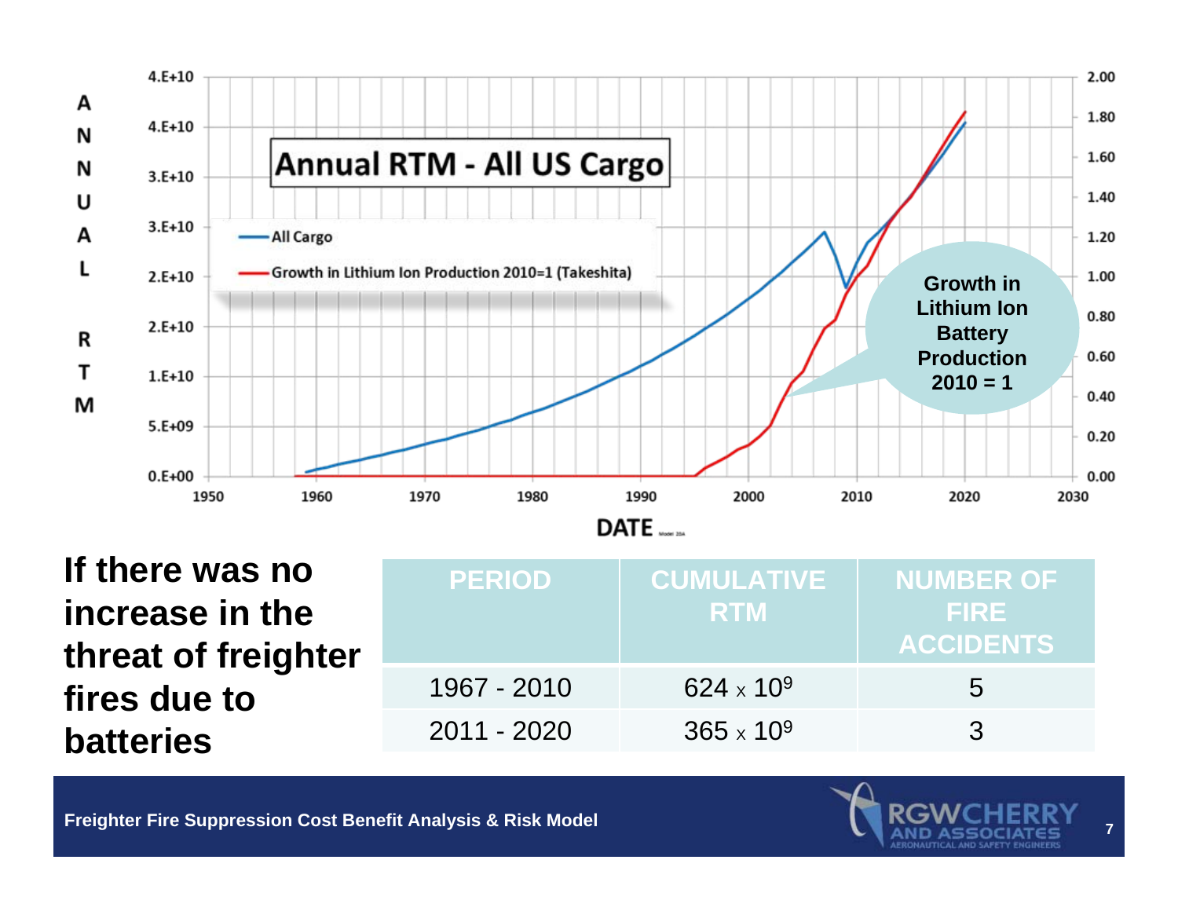**Annual RTM - All US Cargo**

**If there was no increase in the threat of freighter fires due to batteries**

| PERIOD | CUMULATIVE RTM | NUMBER OF FIRE ACCIDENTS |
|---|---|---|
| 1967 - 2010 | $624 \times 10^9$ | 5 |
| 2011 - 2020 | $365 \times 10^9$ | 3 |

**Freighter Fire Suppression Cost Benefit Analysis & Risk Model**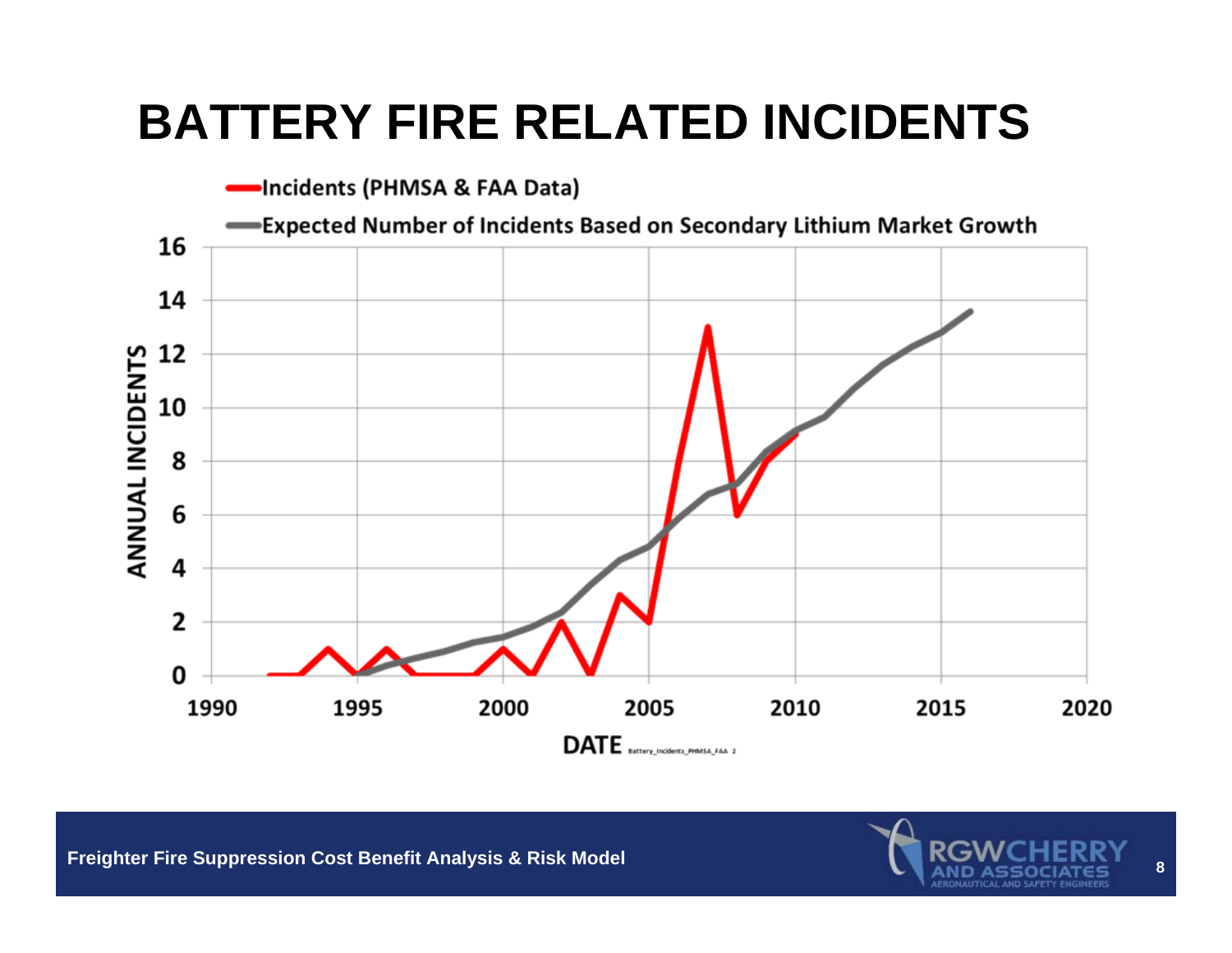# BATTERY FIRE RELATED INCIDENTS

Incidents (PHMSA & FAA Data)

Expected Number of Incidents Based on Secondary Lithium Market Growth

ANNUAL INCIDENTS

DATE

Battery_Incidents_PHMSA_FAA 2

Freighter Fire Suppression Cost Benefit Analysis & Risk Model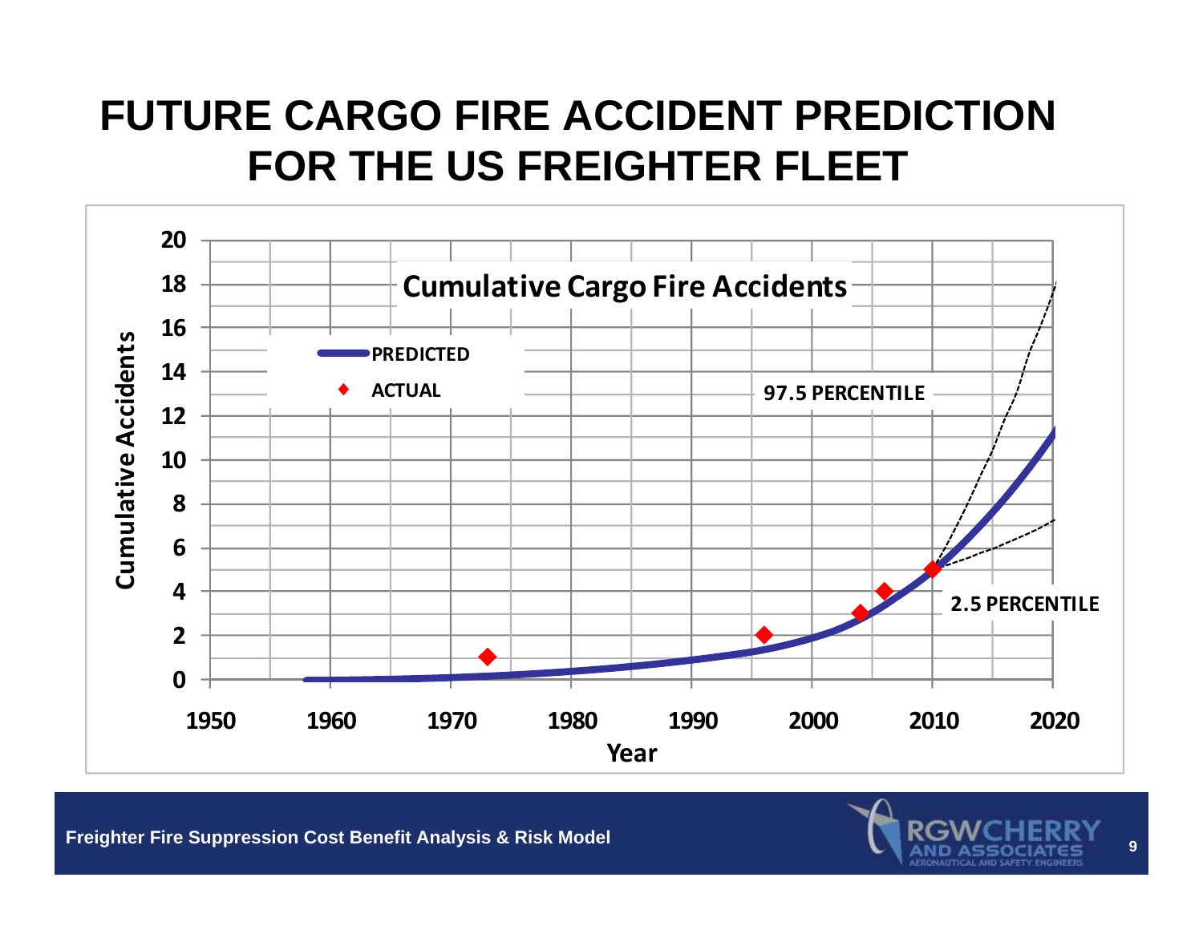# FUTURE CARGO FIRE ACCIDENT PREDICTION FOR THE US FREIGHTER FLEET

Cumulative Cargo Fire Accidents

PREDICTED

ACTUAL

97.5 PERCENTILE

2.5 PERCENTILE

Cumulative Accidents

20
18
16
14
12
10
8
6
4
2
0

1950 1960 1970 1980 1990 2000 2010 2020

Year

Freighter Fire Suppression Cost Benefit Analysis & Risk Model